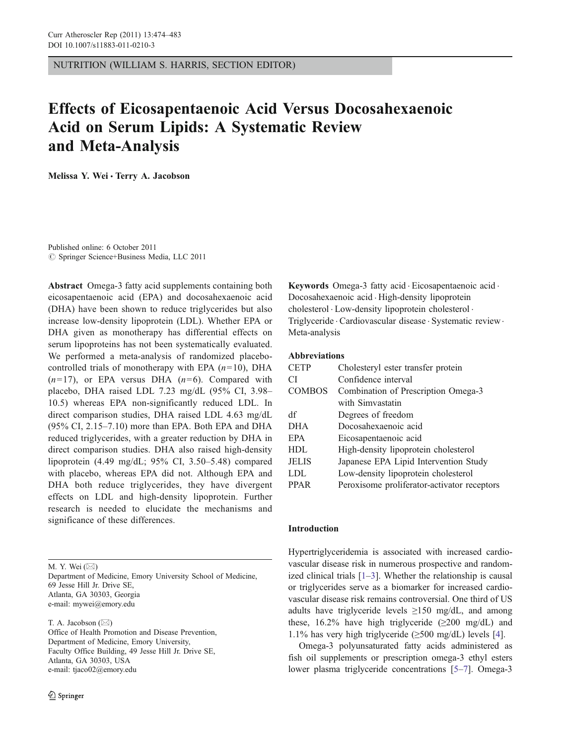NUTRITION (WILLIAM S. HARRIS, SECTION EDITOR)

# Effects of Eicosapentaenoic Acid Versus Docosahexaenoic Acid on Serum Lipids: A Systematic Review and Meta-Analysis

**Melissa Y. Wei · Terry A. Jacobson**

Published online: 6 October 2011
© Springer Science+Business Media, LLC 2011

**Abstract** Omega-3 fatty acid supplements containing both eicosapentaenoic acid (EPA) and docosahexaenoic acid (DHA) have been shown to reduce triglycerides but also increase low-density lipoprotein (LDL). Whether EPA or DHA given as monotherapy has differential effects on serum lipoproteins has not been systematically evaluated. We performed a meta-analysis of randomized placebo-controlled trials of monotherapy with EPA ($n=10$), DHA ($n=17$), or EPA versus DHA ($n=6$). Compared with placebo, DHA raised LDL 7.23 mg/dL (95% CI, 3.98–10.5) whereas EPA non-significantly reduced LDL. In direct comparison studies, DHA raised LDL 4.63 mg/dL (95% CI, 2.15–7.10) more than EPA. Both EPA and DHA reduced triglycerides, with a greater reduction by DHA in direct comparison studies. DHA also raised high-density lipoprotein (4.49 mg/dL; 95% CI, 3.50–5.48) compared with placebo, whereas EPA did not. Although EPA and DHA both reduce triglycerides, they have divergent effects on LDL and high-density lipoprotein. Further research is needed to elucidate the mechanisms and significance of these differences.

**Keywords** Omega-3 fatty acid · Eicosapentaenoic acid · Docosahexaenoic acid · High-density lipoprotein cholesterol · Low-density lipoprotein cholesterol · Triglyceride · Cardiovascular disease · Systematic review · Meta-analysis

**Abbreviations**

| | |
|---|---|
| CETP | Cholesteryl ester transfer protein |
| CI | Confidence interval |
| COMBOS | Combination of Prescription Omega-3 with Simvastatin |
| df | Degrees of freedom |
| DHA | Docosahexaenoic acid |
| EPA | Eicosapentaenoic acid |
| HDL | High-density lipoprotein cholesterol |
| JELIS | Japanese EPA Lipid Intervention Study |
| LDL | Low-density lipoprotein cholesterol |
| PPAR | Peroxisome proliferator-activator receptors |

M. Y. Wei (✉)
Department of Medicine, Emory University School of Medicine,
69 Jesse Hill Jr. Drive SE,
Atlanta, GA 30303, Georgia
e-mail: mywei@emory.edu

T. A. Jacobson (✉)
Office of Health Promotion and Disease Prevention,
Department of Medicine, Emory University,
Faculty Office Building, 49 Jesse Hill Jr. Drive SE,
Atlanta, GA 30303, USA
e-mail: tjaco02@emory.edu

## Introduction

Hypertriglyceridemia is associated with increased cardiovascular disease risk in numerous prospective and randomized clinical trials [1–3]. Whether the relationship is causal or triglycerides serve as a biomarker for increased cardiovascular disease risk remains controversial. One third of US adults have triglyceride levels ≥150 mg/dL, and among these, 16.2% have high triglyceride (≥200 mg/dL) and 1.1% has very high triglyceride (≥500 mg/dL) levels [4].

Omega-3 polyunsaturated fatty acids administered as fish oil supplements or prescription omega-3 ethyl esters lower plasma triglyceride concentrations [5–7]. Omega-3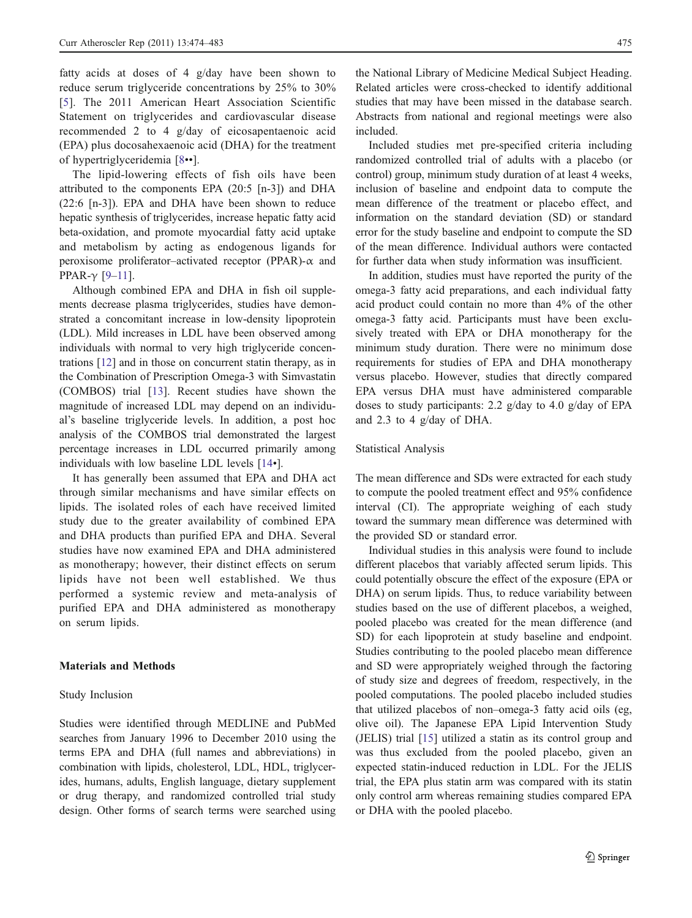fatty acids at doses of 4 g/day have been shown to reduce serum triglyceride concentrations by 25% to 30% [5]. The 2011 American Heart Association Scientific Statement on triglycerides and cardiovascular disease recommended 2 to 4 g/day of eicosapentaenoic acid (EPA) plus docosahexaenoic acid (DHA) for the treatment of hypertriglyceridemia [8••].

The lipid-lowering effects of fish oils have been attributed to the components EPA (20:5 [n-3]) and DHA (22:6 [n-3]). EPA and DHA have been shown to reduce hepatic synthesis of triglycerides, increase hepatic fatty acid beta-oxidation, and promote myocardial fatty acid uptake and metabolism by acting as endogenous ligands for peroxisome proliferator–activated receptor (PPAR)-α and PPAR-γ [9–11].

Although combined EPA and DHA in fish oil supplements decrease plasma triglycerides, studies have demonstrated a concomitant increase in low-density lipoprotein (LDL). Mild increases in LDL have been observed among individuals with normal to very high triglyceride concentrations [12] and in those on concurrent statin therapy, as in the Combination of Prescription Omega-3 with Simvastatin (COMBOS) trial [13]. Recent studies have shown the magnitude of increased LDL may depend on an individual's baseline triglyceride levels. In addition, a post hoc analysis of the COMBOS trial demonstrated the largest percentage increases in LDL occurred primarily among individuals with low baseline LDL levels [14•].

It has generally been assumed that EPA and DHA act through similar mechanisms and have similar effects on lipids. The isolated roles of each have received limited study due to the greater availability of combined EPA and DHA products than purified EPA and DHA. Several studies have now examined EPA and DHA administered as monotherapy; however, their distinct effects on serum lipids have not been well established. We thus performed a systemic review and meta-analysis of purified EPA and DHA administered as monotherapy on serum lipids.

## Materials and Methods

### Study Inclusion

Studies were identified through MEDLINE and PubMed searches from January 1996 to December 2010 using the terms EPA and DHA (full names and abbreviations) in combination with lipids, cholesterol, LDL, HDL, triglycerides, humans, adults, English language, dietary supplement or drug therapy, and randomized controlled trial study design. Other forms of search terms were searched using the National Library of Medicine Medical Subject Heading. Related articles were cross-checked to identify additional studies that may have been missed in the database search. Abstracts from national and regional meetings were also included.

Included studies met pre-specified criteria including randomized controlled trial of adults with a placebo (or control) group, minimum study duration of at least 4 weeks, inclusion of baseline and endpoint data to compute the mean difference of the treatment or placebo effect, and information on the standard deviation (SD) or standard error for the study baseline and endpoint to compute the SD of the mean difference. Individual authors were contacted for further data when study information was insufficient.

In addition, studies must have reported the purity of the omega-3 fatty acid preparations, and each individual fatty acid product could contain no more than 4% of the other omega-3 fatty acid. Participants must have been exclusively treated with EPA or DHA monotherapy for the minimum study duration. There were no minimum dose requirements for studies of EPA and DHA monotherapy versus placebo. However, studies that directly compared EPA versus DHA must have administered comparable doses to study participants: 2.2 g/day to 4.0 g/day of EPA and 2.3 to 4 g/day of DHA.

### Statistical Analysis

The mean difference and SDs were extracted for each study to compute the pooled treatment effect and 95% confidence interval (CI). The appropriate weighing of each study toward the summary mean difference was determined with the provided SD or standard error.

Individual studies in this analysis were found to include different placebos that variably affected serum lipids. This could potentially obscure the effect of the exposure (EPA or DHA) on serum lipids. Thus, to reduce variability between studies based on the use of different placebos, a weighed, pooled placebo was created for the mean difference (and SD) for each lipoprotein at study baseline and endpoint. Studies contributing to the pooled placebo mean difference and SD were appropriately weighed through the factoring of study size and degrees of freedom, respectively, in the pooled computations. The pooled placebo included studies that utilized placebos of non–omega-3 fatty acid oils (eg, olive oil). The Japanese EPA Lipid Intervention Study (JELIS) trial [15] utilized a statin as its control group and was thus excluded from the pooled placebo, given an expected statin-induced reduction in LDL. For the JELIS trial, the EPA plus statin arm was compared with its statin only control arm whereas remaining studies compared EPA or DHA with the pooled placebo.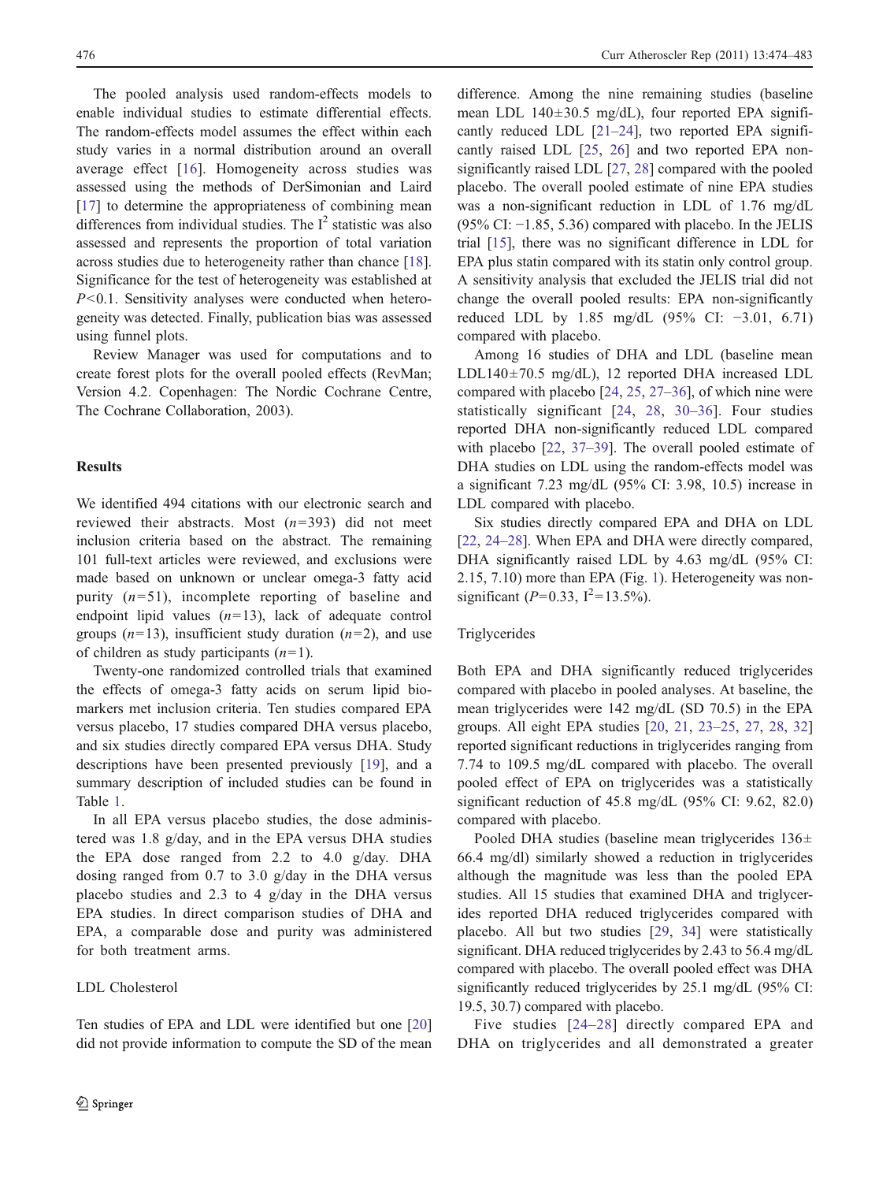The pooled analysis used random-effects models to enable individual studies to estimate differential effects. The random-effects model assumes the effect within each study varies in a normal distribution around an overall average effect [16]. Homogeneity across studies was assessed using the methods of DerSimonian and Laird [17] to determine the appropriateness of combining mean differences from individual studies. The $I^2$ statistic was also assessed and represents the proportion of total variation across studies due to heterogeneity rather than chance [18]. Significance for the test of heterogeneity was established at $P<0.1$. Sensitivity analyses were conducted when heterogeneity was detected. Finally, publication bias was assessed using funnel plots.

Review Manager was used for computations and to create forest plots for the overall pooled effects (RevMan; Version 4.2. Copenhagen: The Nordic Cochrane Centre, The Cochrane Collaboration, 2003).

## Results

We identified 494 citations with our electronic search and reviewed their abstracts. Most ($n=393$) did not meet inclusion criteria based on the abstract. The remaining 101 full-text articles were reviewed, and exclusions were made based on unknown or unclear omega-3 fatty acid purity ($n=51$), incomplete reporting of baseline and endpoint lipid values ($n=13$), lack of adequate control groups ($n=13$), insufficient study duration ($n=2$), and use of children as study participants ($n=1$).

Twenty-one randomized controlled trials that examined the effects of omega-3 fatty acids on serum lipid biomarkers met inclusion criteria. Ten studies compared EPA versus placebo, 17 studies compared DHA versus placebo, and six studies directly compared EPA versus DHA. Study descriptions have been presented previously [19], and a summary description of included studies can be found in Table 1.

In all EPA versus placebo studies, the dose administered was 1.8 g/day, and in the EPA versus DHA studies the EPA dose ranged from 2.2 to 4.0 g/day. DHA dosing ranged from 0.7 to 3.0 g/day in the DHA versus placebo studies and 2.3 to 4 g/day in the DHA versus EPA studies. In direct comparison studies of DHA and EPA, a comparable dose and purity was administered for both treatment arms.

### LDL Cholesterol

Ten studies of EPA and LDL were identified but one [20] did not provide information to compute the SD of the mean difference. Among the nine remaining studies (baseline mean LDL 140±30.5 mg/dL), four reported EPA significantly reduced LDL [21–24], two reported EPA significantly raised LDL [25, 26] and two reported EPA non-significantly raised LDL [27, 28] compared with the pooled placebo. The overall pooled estimate of nine EPA studies was a non-significant reduction in LDL of 1.76 mg/dL (95% CI: −1.85, 5.36) compared with placebo. In the JELIS trial [15], there was no significant difference in LDL for EPA plus statin compared with its statin only control group. A sensitivity analysis that excluded the JELIS trial did not change the overall pooled results: EPA non-significantly reduced LDL by 1.85 mg/dL (95% CI: −3.01, 6.71) compared with placebo.

Among 16 studies of DHA and LDL (baseline mean LDL140±70.5 mg/dL), 12 reported DHA increased LDL compared with placebo [24, 25, 27–36], of which nine were statistically significant [24, 28, 30–36]. Four studies reported DHA non-significantly reduced LDL compared with placebo [22, 37–39]. The overall pooled estimate of DHA studies on LDL using the random-effects model was a significant 7.23 mg/dL (95% CI: 3.98, 10.5) increase in LDL compared with placebo.

Six studies directly compared EPA and DHA on LDL [22, 24–28]. When EPA and DHA were directly compared, DHA significantly raised LDL by 4.63 mg/dL (95% CI: 2.15, 7.10) more than EPA (Fig. 1). Heterogeneity was non-significant ($P=0.33$, $I^2=13.5\%$).

### Triglycerides

Both EPA and DHA significantly reduced triglycerides compared with placebo in pooled analyses. At baseline, the mean triglycerides were 142 mg/dL (SD 70.5) in the EPA groups. All eight EPA studies [20, 21, 23–25, 27, 28, 32] reported significant reductions in triglycerides ranging from 7.74 to 109.5 mg/dL compared with placebo. The overall pooled effect of EPA on triglycerides was a statistically significant reduction of 45.8 mg/dL (95% CI: 9.62, 82.0) compared with placebo.

Pooled DHA studies (baseline mean triglycerides 136± 66.4 mg/dl) similarly showed a reduction in triglycerides although the magnitude was less than the pooled EPA studies. All 15 studies that examined DHA and triglycerides reported DHA reduced triglycerides compared with placebo. All but two studies [29, 34] were statistically significant. DHA reduced triglycerides by 2.43 to 56.4 mg/dL compared with placebo. The overall pooled effect was DHA significantly reduced triglycerides by 25.1 mg/dL (95% CI: 19.5, 30.7) compared with placebo.

Five studies [24–28] directly compared EPA and DHA on triglycerides and all demonstrated a greater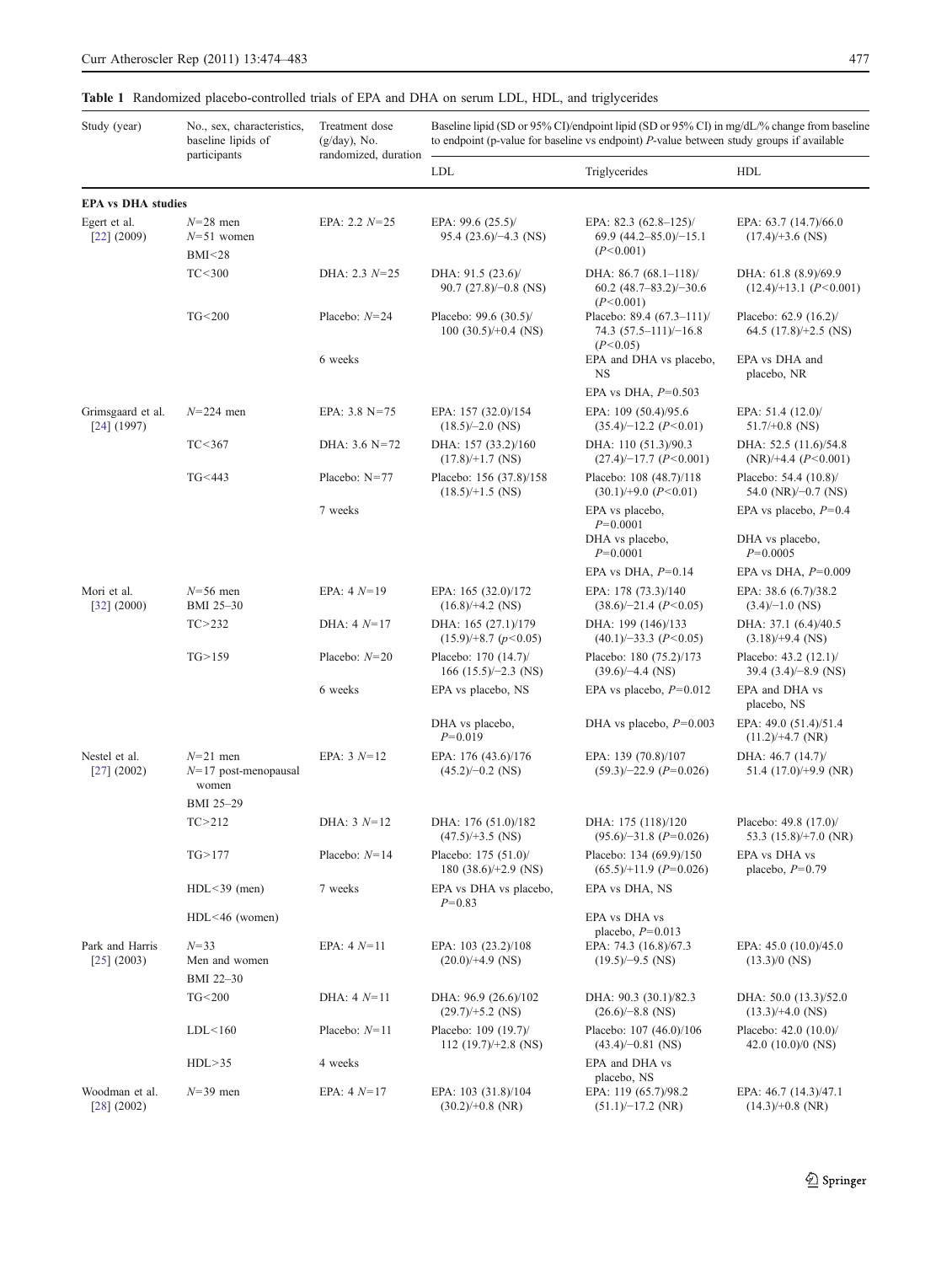**Table 1** Randomized placebo-controlled trials of EPA and DHA on serum LDL, HDL, and triglycerides

| Study (year) | No., sex, characteristics, baseline lipids of participants | Treatment dose (g/day), No. randomized, duration | Baseline lipid (SD or 95% CI)/endpoint lipid (SD or 95% CI) in mg/dL/% change from baseline to endpoint (p-value for baseline vs endpoint) *P*-value between study groups if available | | |
|---|---|---|---|---|---|
| | | | LDL | Triglycerides | HDL |
| **EPA vs DHA studies** | | | | | |
| Egert et al. [22] (2009) | *N*=28 men | EPA: 2.2 *N*=25 | EPA: 99.6 (25.5)/ 95.4 (23.6)/−4.3 (NS) | EPA: 82.3 (62.8–125)/ 69.9 (44.2–85.0)/−15.1 (*P*<0.001) | EPA: 63.7 (14.7)/66.0 (17.4)/+3.6 (NS) |
| | *N*=51 women | | | | |
| | BMI<28 | | | | |
| | TC<300 | DHA: 2.3 *N*=25 | DHA: 91.5 (23.6)/ 90.7 (27.8)/−0.8 (NS) | DHA: 86.7 (68.1–118)/ 60.2 (48.7–83.2)/−30.6 (*P*<0.001) | DHA: 61.8 (8.9)/69.9 (12.4)/+13.1 (*P*<0.001) |
| | TG<200 | Placebo: *N*=24 | Placebo: 99.6 (30.5)/ 100 (30.5)/+0.4 (NS) | Placebo: 89.4 (67.3–111)/ 74.3 (57.5–111)/−16.8 (*P*<0.05) | Placebo: 62.9 (16.2)/ 64.5 (17.8)/+2.5 (NS) |
| | | 6 weeks | | EPA and DHA vs placebo, NS | EPA vs DHA and placebo, NR |
| | | | | EPA vs DHA, *P*=0.503 | |
| Grimsgaard et al. [24] (1997) | *N*=224 men | EPA: 3.8 N=75 | EPA: 157 (32.0)/154 (18.5)/−2.0 (NS) | EPA: 109 (50.4)/95.6 (35.4)/−12.2 (*P*<0.01) | EPA: 51.4 (12.0)/ 51.7/+0.8 (NS) |
| | TC<367 | DHA: 3.6 N=72 | DHA: 157 (33.2)/160 (17.8)/+1.7 (NS) | DHA: 110 (51.3)/90.3 (27.4)/−17.7 (*P*<0.001) | DHA: 52.5 (11.6)/54.8 (NR)/+4.4 (*P*<0.001) |
| | TG<443 | Placebo: N=77 | Placebo: 156 (37.8)/158 (18.5)/+1.5 (NS) | Placebo: 108 (48.7)/118 (30.1)/+9.0 (*P*<0.01) | Placebo: 54.4 (10.8)/ 54.0 (NR)/−0.7 (NS) |
| | | 7 weeks | | EPA vs placebo, *P*=0.0001 | EPA vs placebo, *P*=0.4 |
| | | | | DHA vs placebo, *P*=0.0001 | DHA vs placebo, *P*=0.0005 |
| | | | | EPA vs DHA, *P*=0.14 | EPA vs DHA, *P*=0.009 |
| Mori et al. [32] (2000) | *N*=56 men BMI 25–30 | EPA: 4 *N*=19 | EPA: 165 (32.0)/172 (16.8)/+4.2 (NS) | EPA: 178 (73.3)/140 (38.6)/−21.4 (*P*<0.05) | EPA: 38.6 (6.7)/38.2 (3.4)/−1.0 (NS) |
| | TC>232 | DHA: 4 *N*=17 | DHA: 165 (27.1)/179 (15.9)/+8.7 (*p*<0.05) | DHA: 199 (146)/133 (40.1)/−33.3 (*P*<0.05) | DHA: 37.1 (6.4)/40.5 (3.18)/+9.4 (NS) |
| | TG>159 | Placebo: *N*=20 | Placebo: 170 (14.7)/ 166 (15.5)/−2.3 (NS) | Placebo: 180 (75.2)/173 (39.6)/−4.4 (NS) | Placebo: 43.2 (12.1)/ 39.4 (3.4)/−8.9 (NS) |
| | | 6 weeks | EPA vs placebo, NS | EPA vs placebo, *P*=0.012 | EPA and DHA vs placebo, NS |
| | | | DHA vs placebo, *P*=0.019 | DHA vs placebo, *P*=0.003 | |
| Nestel et al. [27] (2002) | *N*=21 men *N*=17 post-menopausal women | EPA: 3 *N*=12 | EPA: 176 (43.6)/176 (45.2)/−0.2 (NS) | EPA: 139 (70.8)/107 (59.3)/−22.9 (*P*=0.026) | EPA: 49.0 (51.4)/51.4 (11.2)/+4.7 (NR) |
| | BMI 25–29 | | | | DHA: 46.7 (14.7)/ 51.4 (17.0)/+9.9 (NR) |
| | TC>212 | DHA: 3 *N*=12 | DHA: 176 (51.0)/182 (47.5)/+3.5 (NS) | DHA: 175 (118)/120 (95.6)/−31.8 (*P*=0.026) | Placebo: 49.8 (17.0)/ 53.3 (15.8)/+7.0 (NR) |
| | TG>177 | Placebo: *N*=14 | Placebo: 175 (51.0)/ 180 (38.6)/+2.9 (NS) | Placebo: 134 (69.9)/150 (65.5)/+11.9 (*P*=0.026) | EPA vs DHA vs placebo, *P*=0.79 |
| | HDL<39 (men) | 7 weeks | EPA vs DHA vs placebo, *P*=0.83 | EPA vs DHA, NS | |
| | HDL<46 (women) | | | EPA vs DHA vs placebo, *P*=0.013 | |
| Park and Harris [25] (2003) | *N*=33 Men and women | EPA: 4 *N*=11 | EPA: 103 (23.2)/108 (20.0)/+4.9 (NS) | EPA: 74.3 (16.8)/67.3 (19.5)/−9.5 (NS) | EPA: 45.0 (10.0)/45.0 (13.3)/0 (NS) |
| | BMI 22–30 | | | | |
| | TG<200 | DHA: 4 *N*=11 | DHA: 96.9 (26.6)/102 (29.7)/+5.2 (NS) | DHA: 90.3 (30.1)/82.3 (26.6)/−8.8 (NS) | DHA: 50.0 (13.3)/52.0 (13.3)/+4.0 (NS) |
| | LDL<160 | Placebo: *N*=11 | Placebo: 109 (19.7)/ 112 (19.7)/+2.8 (NS) | Placebo: 107 (46.0)/106 (43.4)/−0.81 (NS) | Placebo: 42.0 (10.0)/ 42.0 (10.0)/0 (NS) |
| | HDL>35 | 4 weeks | | EPA and DHA vs placebo, NS | |
| Woodman et al. [28] (2002) | *N*=39 men | EPA: 4 *N*=17 | EPA: 103 (31.8)/104 (30.2)/+0.8 (NR) | EPA: 119 (65.7)/98.2 (51.1)/−17.2 (NR) | EPA: 46.7 (14.3)/47.1 (14.3)/+0.8 (NR) |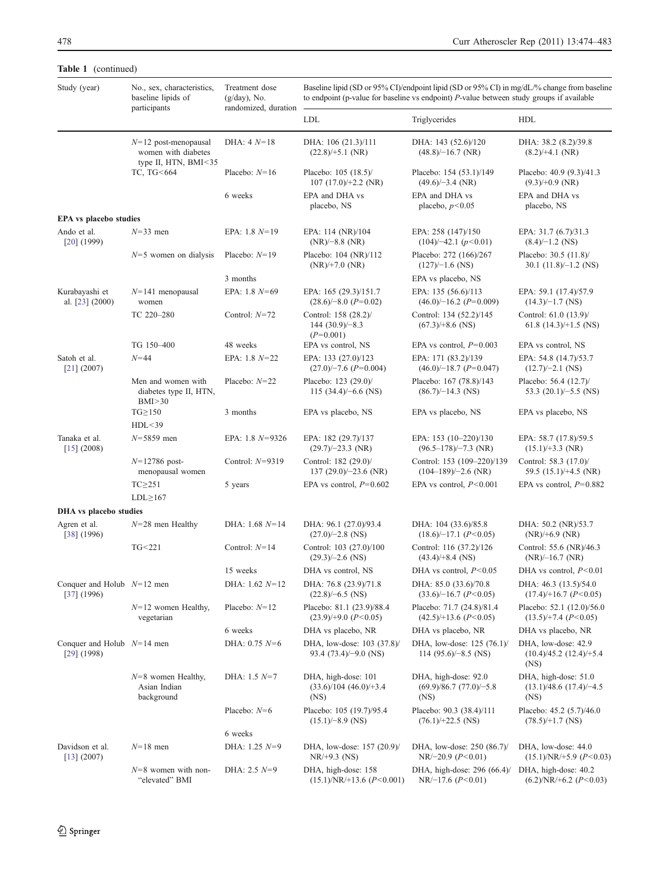**Table 1** (continued)

| Study (year) | No., sex, characteristics, baseline lipids of participants | Treatment dose (g/day), No. randomized, duration | Baseline lipid (SD or 95% CI)/endpoint lipid (SD or 95% CI) in mg/dL/% change from baseline to endpoint (p-value for baseline vs endpoint) *P*-value between study groups if available | | |
|---|---|---|---|---|---|
| | | | LDL | Triglycerides | HDL |
| | *N*=12 post-menopausal women with diabetes type II, HTN, BMI<35 | DHA: 4 *N*=18 | DHA: 106 (21.3)/111 (22.8)/+5.1 (NR) | DHA: 143 (52.6)/120 (48.8)/−16.7 (NR) | DHA: 38.2 (8.2)/39.8 (8.2)/+4.1 (NR) |
| | TC, TG<664 | Placebo: *N*=16 | Placebo: 105 (18.5)/ 107 (17.0)/+2.2 (NR) | Placebo: 154 (53.1)/149 (49.6)/−3.4 (NR) | Placebo: 40.9 (9.3)/41.3 (9.3)/+0.9 (NR) |
| | | 6 weeks | EPA and DHA vs placebo, NS | EPA and DHA vs placebo, $p<0.05$ | EPA and DHA vs placebo, NS |
| **EPA vs placebo studies** | | | | | |
| Ando et al. [20] (1999) | *N*=33 men | EPA: 1.8 *N*=19 | EPA: 114 (NR)/104 (NR)/−8.8 (NR) | EPA: 258 (147)/150 (104)/−42.1 ($p<0.01$) | EPA: 31.7 (6.7)/31.3 (8.4)/−1.2 (NS) |
| | *N*=5 women on dialysis | Placebo: *N*=19 | Placebo: 104 (NR)/112 (NR)/+7.0 (NR) | Placebo: 272 (166)/267 (127)/−1.6 (NS) | Placebo: 30.5 (11.8)/ 30.1 (11.8)/−1.2 (NS) |
| | | 3 months | | EPA vs placebo, NS | |
| Kurabayashi et al. [23] (2000) | *N*=141 menopausal women | EPA: 1.8 *N*=69 | EPA: 165 (29.3)/151.7 (28.6)/−8.0 ($P=0.02$) | EPA: 135 (56.6)/113 (46.0)/−16.2 ($P=0.009$) | EPA: 59.1 (17.4)/57.9 (14.3)/−1.7 (NS) |
| | TC 220–280 | Control: *N*=72 | Control: 158 (28.2)/ 144 (30.9)/−8.3 ($P=0.001$) | Control: 134 (52.2)/145 (67.3)/+8.6 (NS) | Control: 61.0 (13.9)/ 61.8 (14.3)/+1.5 (NS) |
| | TG 150–400 | 48 weeks | EPA vs control, NS | EPA vs control, $P=0.003$ | EPA vs control, NS |
| Satoh et al. [21] (2007) | *N*=44 | EPA: 1.8 *N*=22 | EPA: 133 (27.0)/123 (27.0)/−7.6 ($P=0.004$) | EPA: 171 (83.2)/139 (46.0)/−18.7 ($P=0.047$) | EPA: 54.8 (14.7)/53.7 (12.7)/−2.1 (NS) |
| | Men and women with diabetes type II, HTN, BMI>30 | Placebo: *N*=22 | Placebo: 123 (29.0)/ 115 (34.4)/−6.6 (NS) | Placebo: 167 (78.8)/143 (86.7)/−14.3 (NS) | Placebo: 56.4 (12.7)/ 53.3 (20.1)/−5.5 (NS) |
| | TG≥150 | 3 months | EPA vs placebo, NS | EPA vs placebo, NS | EPA vs placebo, NS |
| | HDL<39 | | | | |
| Tanaka et al. [15] (2008) | *N*=5859 men | EPA: 1.8 *N*=9326 | EPA: 182 (29.7)/137 (29.7)/−23.3 (NR) | EPA: 153 (10–220)/130 (96.5–178)/−7.3 (NR) | EPA: 58.7 (17.8)/59.5 (15.1)/+3.3 (NR) |
| | *N*=12786 post-menopausal women | Control: *N*=9319 | Control: 182 (29.0)/ 137 (29.0)/−23.6 (NR) | Control: 153 (109–220)/139 (104–189)/−2.6 (NR) | Control: 58.3 (17.0)/ 59.5 (15.1)/+4.5 (NR) |
| | TC≥251 | 5 years | EPA vs control, $P=0.602$ | EPA vs control, $P<0.001$ | EPA vs control, $P=0.882$ |
| | LDL≥167 | | | | |
| **DHA vs placebo studies** | | | | | |
| Agren et al. [38] (1996) | *N*=28 men Healthy | DHA: 1.68 *N*=14 | DHA: 96.1 (27.0)/93.4 (27.0)/−2.8 (NS) | DHA: 104 (33.6)/85.8 (18.6)/−17.1 ($P<0.05$) | DHA: 50.2 (NR)/53.7 (NR)/+6.9 (NR) |
| | TG<221 | Control: *N*=14 | Control: 103 (27.0)/100 (29.3)/−2.6 (NS) | Control: 116 (37.2)/126 (43.4)/+8.4 (NS) | Control: 55.6 (NR)/46.3 (NR)/−16.7 (NR) |
| | | 15 weeks | DHA vs control, NS | DHA vs control, $P<0.05$ | DHA vs control, $P<0.01$ |
| Conquer and Holub [37] (1996) | *N*=12 men | DHA: 1.62 *N*=12 | DHA: 76.8 (23.9)/71.8 (22.8)/−6.5 (NS) | DHA: 85.0 (33.6)/70.8 (33.6)/−16.7 ($P<0.05$) | DHA: 46.3 (13.5)/54.0 (17.4)/+16.7 ($P<0.05$) |
| | *N*=12 women Healthy, vegetarian | Placebo: *N*=12 | Placebo: 81.1 (23.9)/88.4 (23.9)/+9.0 ($P<0.05$) | Placebo: 71.7 (24.8)/81.4 (42.5)/+13.6 ($P<0.05$) | Placebo: 52.1 (12.0)/56.0 (13.5)/+7.4 ($P<0.05$) |
| | | 6 weeks | DHA vs placebo, NR | DHA vs placebo, NR | DHA vs placebo, NR |
| Conquer and Holub [29] (1998) | *N*=14 men | DHA: 0.75 *N*=6 | DHA, low-dose: 103 (37.8)/ 93.4 (73.4)/−9.0 (NS) | DHA, low-dose: 125 (76.1)/ 114 (95.6)/−8.5 (NS) | DHA, low-dose: 42.9 (10.4)/45.2 (12.4)/+5.4 (NS) |
| | *N*=8 women Healthy, Asian Indian background | DHA: 1.5 *N*=7 | DHA, high-dose: 101 (33.6)/104 (46.0)/+3.4 (NS) | DHA, high-dose: 92.0 (69.9)/86.7 (77.0)/−5.8 (NS) | DHA, high-dose: 51.0 (13.1)/48.6 (17.4)/−4.5 (NS) |
| | | Placebo: *N*=6 | Placebo: 105 (19.7)/95.4 (15.1)/−8.9 (NS) | Placebo: 90.3 (38.4)/111 (76.1)/+22.5 (NS) | Placebo: 45.2 (5.7)/46.0 (78.5)/+1.7 (NS) |
| | | 6 weeks | | | |
| Davidson et al. [13] (2007) | *N*=18 men | DHA: 1.25 *N*=9 | DHA, low-dose: 157 (20.9)/ NR/+9.3 (NS) | DHA, low-dose: 250 (86.7)/ NR/−20.9 ($P<0.01$) | DHA, low-dose: 44.0 (15.1)/NR/+5.9 ($P<0.03$) |
| | *N*=8 women with non-"elevated" BMI | DHA: 2.5 *N*=9 | DHA, high-dose: 158 (15.1)/NR/+13.6 ($P<0.001$) | DHA, high-dose: 296 (66.4)/ NR/−17.6 ($P<0.01$) | DHA, high-dose: 40.2 (6.2)/NR/+6.2 ($P<0.03$) |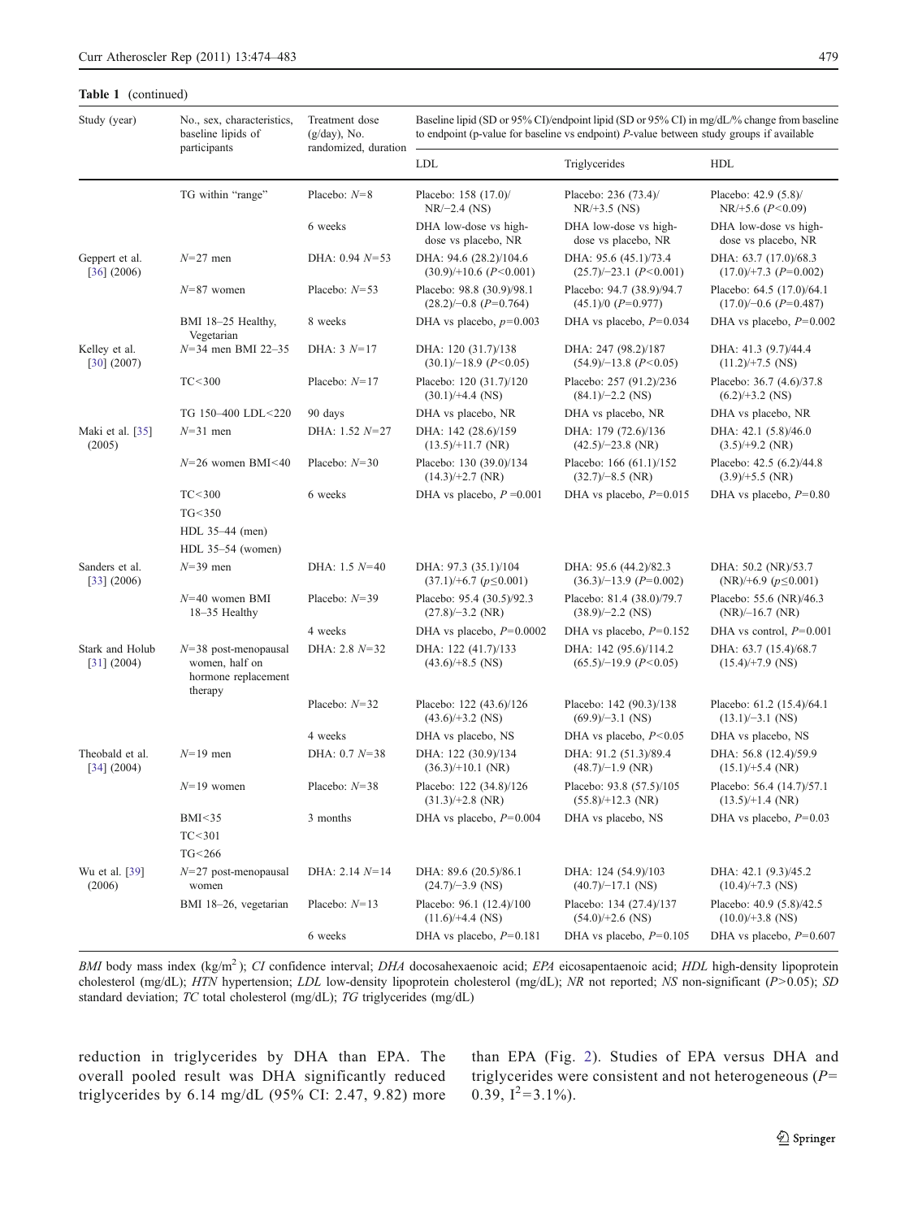**Table 1** (continued)

| Study (year) | No., sex, characteristics, baseline lipids of participants | Treatment dose (g/day), No. randomized, duration | Baseline lipid (SD or 95% CI)/endpoint lipid (SD or 95% CI) in mg/dL/% change from baseline to endpoint (p-value for baseline vs endpoint) P-value between study groups if available | | |
|---|---|---|---|---|---|
| | | | LDL | Triglycerides | HDL |
| | TG within "range" | Placebo: N=8 | Placebo: 158 (17.0)/ NR/−2.4 (NS) | Placebo: 236 (73.4)/ NR/+3.5 (NS) | Placebo: 42.9 (5.8)/ NR/+5.6 ($P<0.09$) |
| | | 6 weeks | DHA low-dose vs high-dose vs placebo, NR | DHA low-dose vs high-dose vs placebo, NR | DHA low-dose vs high-dose vs placebo, NR |
| Geppert et al. [36] (2006) | N=27 men | DHA: 0.94 N=53 | DHA: 94.6 (28.2)/104.6 (30.9)/+10.6 ($P<0.001$) | DHA: 95.6 (45.1)/73.4 (25.7)/−23.1 ($P<0.001$) | DHA: 63.7 (17.0)/68.3 (17.0)/+7.3 ($P=0.002$) |
| | N=87 women | Placebo: N=53 | Placebo: 98.8 (30.9)/98.1 (28.2)/−0.8 ($P=0.764$) | Placebo: 94.7 (38.9)/94.7 (45.1)/0 ($P=0.977$) | Placebo: 64.5 (17.0)/64.1 (17.0)/−0.6 ($P=0.487$) |
| | BMI 18–25 Healthy, Vegetarian | 8 weeks | DHA vs placebo, $p=0.003$ | DHA vs placebo, $P=0.034$ | DHA vs placebo, $P=0.002$ |
| Kelley et al. [30] (2007) | N=34 men BMI 22–35 | DHA: 3 N=17 | DHA: 120 (31.7)/138 (30.1)/−18.9 ($P<0.05$) | DHA: 247 (98.2)/187 (54.9)/−13.8 ($P<0.05$) | DHA: 41.3 (9.7)/44.4 (11.2)/+7.5 (NS) |
| | TC<300 | Placebo: N=17 | Placebo: 120 (31.7)/120 (30.1)/+4.4 (NS) | Placebo: 257 (91.2)/236 (84.1)/−2.2 (NS) | Placebo: 36.7 (4.6)/37.8 (6.2)/+3.2 (NS) |
| | TG 150–400 LDL<220 | 90 days | DHA vs placebo, NR | DHA vs placebo, NR | DHA vs placebo, NR |
| Maki et al. [35] (2005) | N=31 men | DHA: 1.52 N=27 | DHA: 142 (28.6)/159 (13.5)/+11.7 (NR) | DHA: 179 (72.6)/136 (42.5)/−23.8 (NR) | DHA: 42.1 (5.8)/46.0 (3.5)/+9.2 (NR) |
| | N=26 women BMI<40 | Placebo: N=30 | Placebo: 130 (39.0)/134 (14.3)/+2.7 (NR) | Placebo: 166 (61.1)/152 (32.7)/−8.5 (NR) | Placebo: 42.5 (6.2)/44.8 (3.9)/+5.5 (NR) |
| | TC<300 | 6 weeks | DHA vs placebo, $P=0.001$ | DHA vs placebo, $P=0.015$ | DHA vs placebo, $P=0.80$ |
| | TG<350 | | | | |
| | HDL 35–44 (men) | | | | |
| | HDL 35–54 (women) | | | | |
| Sanders et al. [33] (2006) | N=39 men | DHA: 1.5 N=40 | DHA: 97.3 (35.1)/104 (37.1)/+6.7 ($p\leq0.001$) | DHA: 95.6 (44.2)/82.3 (36.3)/−13.9 ($P=0.002$) | DHA: 50.2 (NR)/53.7 (NR)/+6.9 ($p\leq0.001$) |
| | N=40 women BMI 18–35 Healthy | Placebo: N=39 | Placebo: 95.4 (30.5)/92.3 (27.8)/−3.2 (NR) | Placebo: 81.4 (38.0)/79.7 (38.9)/−2.2 (NS) | Placebo: 55.6 (NR)/46.3 (NR)/–16.7 (NR) |
| | | 4 weeks | DHA vs placebo, $P=0.0002$ | DHA vs placebo, $P=0.152$ | DHA vs control, $P=0.001$ |
| Stark and Holub [31] (2004) | N=38 post-menopausal women, half on hormone replacement therapy | DHA: 2.8 N=32 | DHA: 122 (41.7)/133 (43.6)/+8.5 (NS) | DHA: 142 (95.6)/114.2 (65.5)/−19.9 ($P<0.05$) | DHA: 63.7 (15.4)/68.7 (15.4)/+7.9 (NS) |
| | | Placebo: N=32 | Placebo: 122 (43.6)/126 (43.6)/+3.2 (NS) | Placebo: 142 (90.3)/138 (69.9)/−3.1 (NS) | Placebo: 61.2 (15.4)/64.1 (13.1)/−3.1 (NS) |
| | | 4 weeks | DHA vs placebo, NS | DHA vs placebo, $P<0.05$ | DHA vs placebo, NS |
| Theobald et al. [34] (2004) | N=19 men | DHA: 0.7 N=38 | DHA: 122 (30.9)/134 (36.3)/+10.1 (NR) | DHA: 91.2 (51.3)/89.4 (48.7)/−1.9 (NR) | DHA: 56.8 (12.4)/59.9 (15.1)/+5.4 (NR) |
| | N=19 women | Placebo: N=38 | Placebo: 122 (34.8)/126 (31.3)/+2.8 (NR) | Placebo: 93.8 (57.5)/105 (55.8)/+12.3 (NR) | Placebo: 56.4 (14.7)/57.1 (13.5)/+1.4 (NR) |
| | BMI<35 | 3 months | DHA vs placebo, $P=0.004$ | DHA vs placebo, NS | DHA vs placebo, $P=0.03$ |
| | TC<301 | | | | |
| | TG<266 | | | | |
| Wu et al. [39] (2006) | N=27 post-menopausal women | DHA: 2.14 N=14 | DHA: 89.6 (20.5)/86.1 (24.7)/−3.9 (NS) | DHA: 124 (54.9)/103 (40.7)/−17.1 (NS) | DHA: 42.1 (9.3)/45.2 (10.4)/+7.3 (NS) |
| | BMI 18–26, vegetarian | Placebo: N=13 | Placebo: 96.1 (12.4)/100 (11.6)/+4.4 (NS) | Placebo: 134 (27.4)/137 (54.0)/+2.6 (NS) | Placebo: 40.9 (5.8)/42.5 (10.0)/+3.8 (NS) |
| | | 6 weeks | DHA vs placebo, $P=0.181$ | DHA vs placebo, $P=0.105$ | DHA vs placebo, $P=0.607$ |

*BMI* body mass index (kg/m$^2$); *CI* confidence interval; *DHA* docosahexaenoic acid; *EPA* eicosapentaenoic acid; *HDL* high-density lipoprotein cholesterol (mg/dL); *HTN* hypertension; *LDL* low-density lipoprotein cholesterol (mg/dL); *NR* not reported; *NS* non-significant ($P>0.05$); *SD* standard deviation; *TC* total cholesterol (mg/dL); *TG* triglycerides (mg/dL)

reduction in triglycerides by DHA than EPA. The overall pooled result was DHA significantly reduced triglycerides by 6.14 mg/dL (95% CI: 2.47, 9.82) more than EPA (Fig. 2). Studies of EPA versus DHA and triglycerides were consistent and not heterogeneous ($P=0.39$, $I^2=3.1\%$).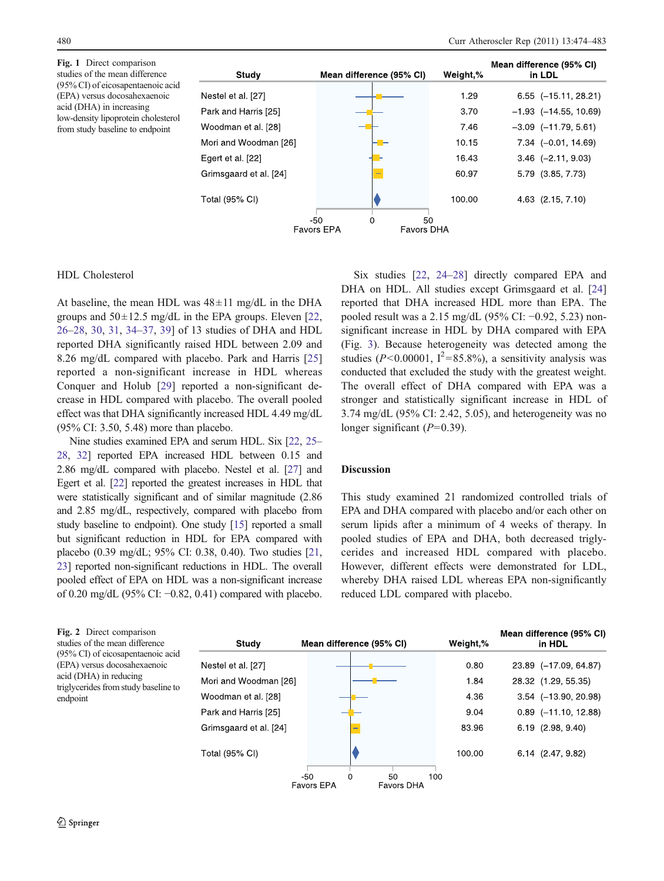**Fig. 1** Direct comparison studies of the mean difference (95% CI) of eicosapentaenoic acid (EPA) versus docosahexaenoic acid (DHA) in increasing low-density lipoprotein cholesterol from study baseline to endpoint

| Study | Weight,% | Mean difference (95% CI) in LDL |
|---|---|---|
| Nestel et al. [27] | 1.29 | 6.55 (−15.11, 28.21) |
| Park and Harris [25] | 3.70 | −1.93 (−14.55, 10.69) |
| Woodman et al. [28] | 7.46 | −3.09 (−11.79, 5.61) |
| Mori and Woodman [26] | 10.15 | 7.34 (−0.01, 14.69) |
| Egert et al. [22] | 16.43 | 3.46 (−2.11, 9.03) |
| Grimsgaard et al. [24] | 60.97 | 5.79 (3.85, 7.73) |
| Total (95% CI) | 100.00 | 4.63 (2.15, 7.10) |

Favors EPA / Favors DHA

### HDL Cholesterol

At baseline, the mean HDL was 48±11 mg/dL in the DHA groups and 50±12.5 mg/dL in the EPA groups. Eleven [22, 26–28, 30, 31, 34–37, 39] of 13 studies of DHA and HDL reported DHA significantly raised HDL between 2.09 and 8.26 mg/dL compared with placebo. Park and Harris [25] reported a non-significant increase in HDL whereas Conquer and Holub [29] reported a non-significant decrease in HDL compared with placebo. The overall pooled effect was that DHA significantly increased HDL 4.49 mg/dL (95% CI: 3.50, 5.48) more than placebo.

Nine studies examined EPA and serum HDL. Six [22, 25–28, 32] reported EPA increased HDL between 0.15 and 2.86 mg/dL compared with placebo. Nestel et al. [27] and Egert et al. [22] reported the greatest increases in HDL that were statistically significant and of similar magnitude (2.86 and 2.85 mg/dL, respectively, compared with placebo from study baseline to endpoint). One study [15] reported a small but significant reduction in HDL for EPA compared with placebo (0.39 mg/dL; 95% CI: 0.38, 0.40). Two studies [21, 23] reported non-significant reductions in HDL. The overall pooled effect of EPA on HDL was a non-significant increase of 0.20 mg/dL (95% CI: −0.82, 0.41) compared with placebo.

Six studies [22, 24–28] directly compared EPA and DHA on HDL. All studies except Grimsgaard et al. [24] reported that DHA increased HDL more than EPA. The pooled result was a 2.15 mg/dL (95% CI: −0.92, 5.23) non-significant increase in HDL by DHA compared with EPA (Fig. 3). Because heterogeneity was detected among the studies ($P<0.00001$, $I^2=85.8\%$), a sensitivity analysis was conducted that excluded the study with the greatest weight. The overall effect of DHA compared with EPA was a stronger and statistically significant increase in HDL of 3.74 mg/dL (95% CI: 2.42, 5.05), and heterogeneity was no longer significant ($P=0.39$).

### Discussion

This study examined 21 randomized controlled trials of EPA and DHA compared with placebo and/or each other on serum lipids after a minimum of 4 weeks of therapy. In pooled studies of EPA and DHA, both decreased triglycerides and increased HDL compared with placebo. However, different effects were demonstrated for LDL, whereby DHA raised LDL whereas EPA non-significantly reduced LDL compared with placebo.

**Fig. 2** Direct comparison studies of the mean difference (95% CI) of eicosapentaenoic acid (EPA) versus docosahexaenoic acid (DHA) in reducing triglycerides from study baseline to endpoint

| Study | Weight,% | Mean difference (95% CI) in HDL |
|---|---|---|
| Nestel et al. [27] | 0.80 | 23.89 (−17.09, 64.87) |
| Mori and Woodman [26] | 1.84 | 28.32 (1.29, 55.35) |
| Woodman et al. [28] | 4.36 | 3.54 (−13.90, 20.98) |
| Park and Harris [25] | 9.04 | 0.89 (−11.10, 12.88) |
| Grimsgaard et al. [24] | 83.96 | 6.19 (2.98, 9.40) |
| Total (95% CI) | 100.00 | 6.14 (2.47, 9.82) |

Favors EPA / Favors DHA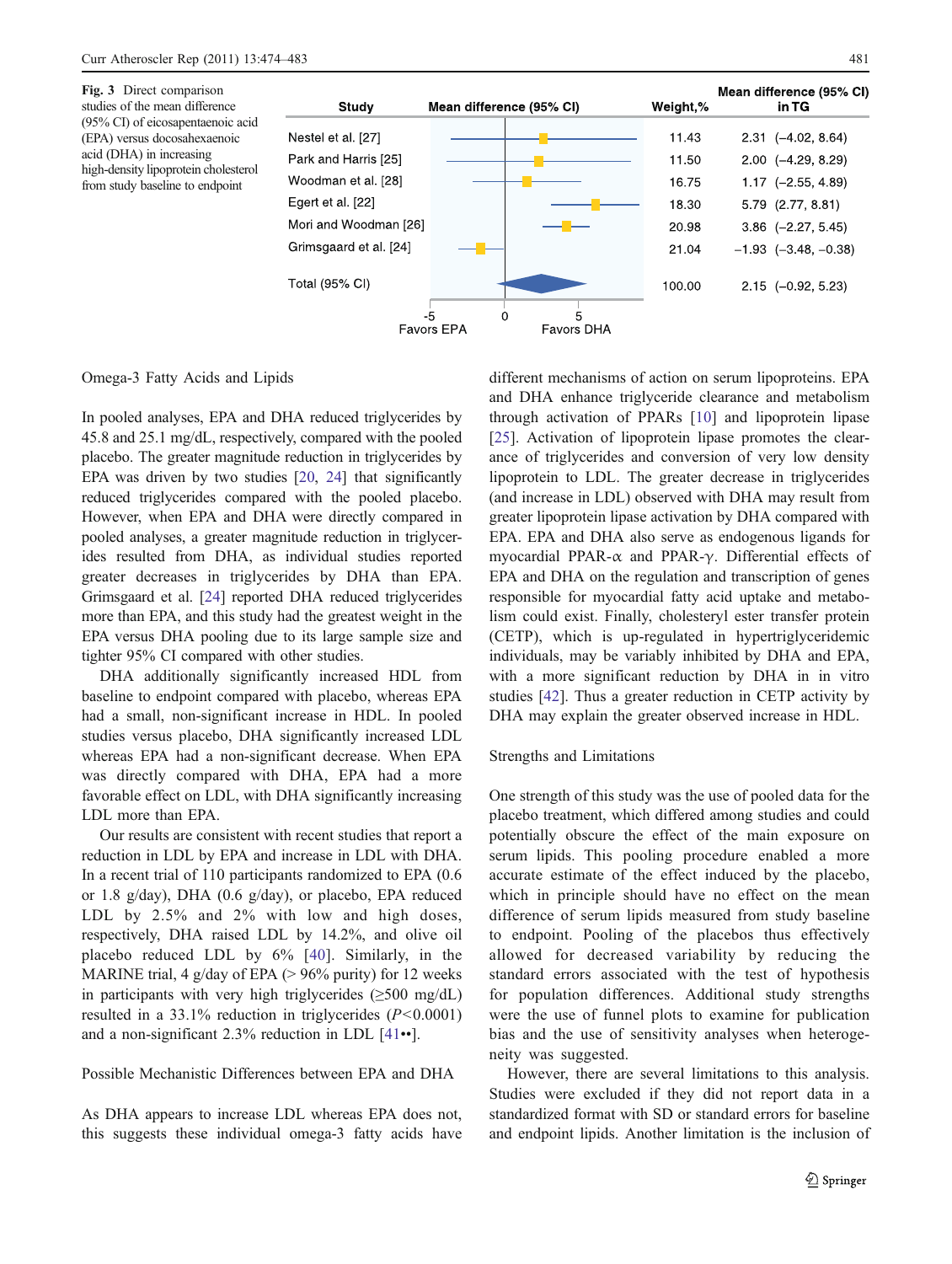**Fig. 3** Direct comparison studies of the mean difference (95% CI) of eicosapentaenoic acid (EPA) versus docosahexaenoic acid (DHA) in increasing high-density lipoprotein cholesterol from study baseline to endpoint

Study | Mean difference (95% CI) | Weight,% | Mean difference (95% CI) in TG

Nestel et al. [27] 11.43 2.31 (−4.02, 8.64)

Park and Harris [25] 11.50 2.00 (−4.29, 8.29)

Woodman et al. [28] 16.75 1.17 (−2.55, 4.89)

Egert et al. [22] 18.30 5.79 (2.77, 8.81)

Mori and Woodman [26] 20.98 3.86 (−2.27, 5.45)

Grimsgaard et al. [24] 21.04 −1.93 (−3.48, −0.38)

Total (95% CI) 100.00 2.15 (−0.92, 5.23)

-5 0 5

Favors EPA Favors DHA

## Omega-3 Fatty Acids and Lipids

In pooled analyses, EPA and DHA reduced triglycerides by 45.8 and 25.1 mg/dL, respectively, compared with the pooled placebo. The greater magnitude reduction in triglycerides by EPA was driven by two studies [20, 24] that significantly reduced triglycerides compared with the pooled placebo. However, when EPA and DHA were directly compared in pooled analyses, a greater magnitude reduction in triglycerides resulted from DHA, as individual studies reported greater decreases in triglycerides by DHA than EPA. Grimsgaard et al. [24] reported DHA reduced triglycerides more than EPA, and this study had the greatest weight in the EPA versus DHA pooling due to its large sample size and tighter 95% CI compared with other studies.

DHA additionally significantly increased HDL from baseline to endpoint compared with placebo, whereas EPA had a small, non-significant increase in HDL. In pooled studies versus placebo, DHA significantly increased LDL whereas EPA had a non-significant decrease. When EPA was directly compared with DHA, EPA had a more favorable effect on LDL, with DHA significantly increasing LDL more than EPA.

Our results are consistent with recent studies that report a reduction in LDL by EPA and increase in LDL with DHA. In a recent trial of 110 participants randomized to EPA (0.6 or 1.8 g/day), DHA (0.6 g/day), or placebo, EPA reduced LDL by 2.5% and 2% with low and high doses, respectively, DHA raised LDL by 14.2%, and olive oil placebo reduced LDL by 6% [40]. Similarly, in the MARINE trial, 4 g/day of EPA (> 96% purity) for 12 weeks in participants with very high triglycerides (≥500 mg/dL) resulted in a 33.1% reduction in triglycerides ($P<0.0001$) and a non-significant 2.3% reduction in LDL [41••].

## Possible Mechanistic Differences between EPA and DHA

As DHA appears to increase LDL whereas EPA does not, this suggests these individual omega-3 fatty acids have different mechanisms of action on serum lipoproteins. EPA and DHA enhance triglyceride clearance and metabolism through activation of PPARs [10] and lipoprotein lipase [25]. Activation of lipoprotein lipase promotes the clearance of triglycerides and conversion of very low density lipoprotein to LDL. The greater decrease in triglycerides (and increase in LDL) observed with DHA may result from greater lipoprotein lipase activation by DHA compared with EPA. EPA and DHA also serve as endogenous ligands for myocardial PPAR-α and PPAR-γ. Differential effects of EPA and DHA on the regulation and transcription of genes responsible for myocardial fatty acid uptake and metabolism could exist. Finally, cholesteryl ester transfer protein (CETP), which is up-regulated in hypertriglyceridemic individuals, may be variably inhibited by DHA and EPA, with a more significant reduction by DHA in in vitro studies [42]. Thus a greater reduction in CETP activity by DHA may explain the greater observed increase in HDL.

## Strengths and Limitations

One strength of this study was the use of pooled data for the placebo treatment, which differed among studies and could potentially obscure the effect of the main exposure on serum lipids. This pooling procedure enabled a more accurate estimate of the effect induced by the placebo, which in principle should have no effect on the mean difference of serum lipids measured from study baseline to endpoint. Pooling of the placebos thus effectively allowed for decreased variability by reducing the standard errors associated with the test of hypothesis for population differences. Additional study strengths were the use of funnel plots to examine for publication bias and the use of sensitivity analyses when heterogeneity was suggested.

However, there are several limitations to this analysis. Studies were excluded if they did not report data in a standardized format with SD or standard errors for baseline and endpoint lipids. Another limitation is the inclusion of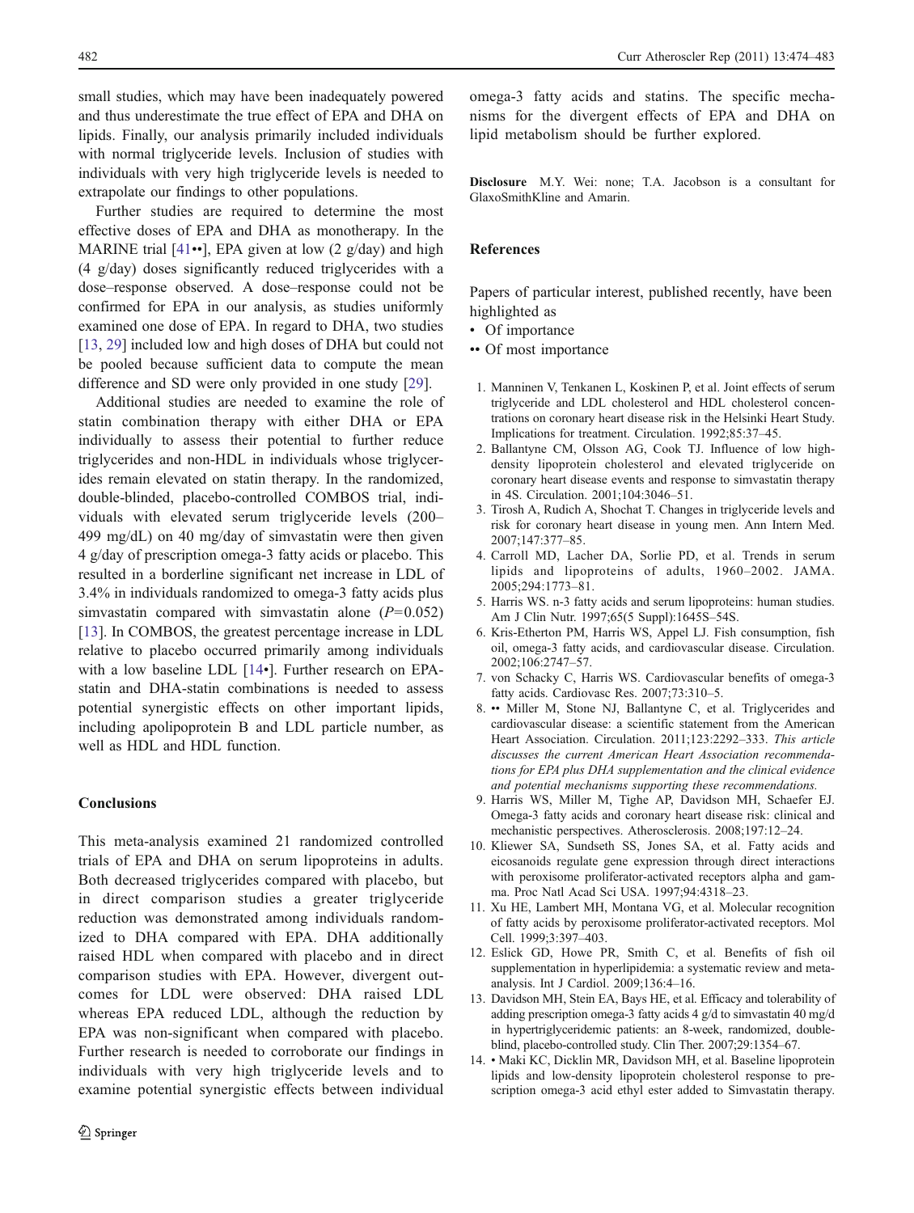small studies, which may have been inadequately powered and thus underestimate the true effect of EPA and DHA on lipids. Finally, our analysis primarily included individuals with normal triglyceride levels. Inclusion of studies with individuals with very high triglyceride levels is needed to extrapolate our findings to other populations.

Further studies are required to determine the most effective doses of EPA and DHA as monotherapy. In the MARINE trial [41••], EPA given at low (2 g/day) and high (4 g/day) doses significantly reduced triglycerides with a dose–response observed. A dose–response could not be confirmed for EPA in our analysis, as studies uniformly examined one dose of EPA. In regard to DHA, two studies [13, 29] included low and high doses of DHA but could not be pooled because sufficient data to compute the mean difference and SD were only provided in one study [29].

Additional studies are needed to examine the role of statin combination therapy with either DHA or EPA individually to assess their potential to further reduce triglycerides and non-HDL in individuals whose triglycerides remain elevated on statin therapy. In the randomized, double-blinded, placebo-controlled COMBOS trial, individuals with elevated serum triglyceride levels (200–499 mg/dL) on 40 mg/day of simvastatin were then given 4 g/day of prescription omega-3 fatty acids or placebo. This resulted in a borderline significant net increase in LDL of 3.4% in individuals randomized to omega-3 fatty acids plus simvastatin compared with simvastatin alone ($P=0.052$) [13]. In COMBOS, the greatest percentage increase in LDL relative to placebo occurred primarily among individuals with a low baseline LDL [14•]. Further research on EPA-statin and DHA-statin combinations is needed to assess potential synergistic effects on other important lipids, including apolipoprotein B and LDL particle number, as well as HDL and HDL function.

## Conclusions

This meta-analysis examined 21 randomized controlled trials of EPA and DHA on serum lipoproteins in adults. Both decreased triglycerides compared with placebo, but in direct comparison studies a greater triglyceride reduction was demonstrated among individuals randomized to DHA compared with EPA. DHA additionally raised HDL when compared with placebo and in direct comparison studies with EPA. However, divergent outcomes for LDL were observed: DHA raised LDL whereas EPA reduced LDL, although the reduction by EPA was non-significant when compared with placebo. Further research is needed to corroborate our findings in individuals with very high triglyceride levels and to examine potential synergistic effects between individual omega-3 fatty acids and statins. The specific mechanisms for the divergent effects of EPA and DHA on lipid metabolism should be further explored.

**Disclosure** M.Y. Wei: none; T.A. Jacobson is a consultant for GlaxoSmithKline and Amarin.

## References

Papers of particular interest, published recently, have been highlighted as

- • Of importance
- •• Of most importance

1. Manninen V, Tenkanen L, Koskinen P, et al. Joint effects of serum triglyceride and LDL cholesterol and HDL cholesterol concentrations on coronary heart disease risk in the Helsinki Heart Study. Implications for treatment. Circulation. 1992;85:37–45.
2. Ballantyne CM, Olsson AG, Cook TJ. Influence of low high-density lipoprotein cholesterol and elevated triglyceride on coronary heart disease events and response to simvastatin therapy in 4S. Circulation. 2001;104:3046–51.
3. Tirosh A, Rudich A, Shochat T. Changes in triglyceride levels and risk for coronary heart disease in young men. Ann Intern Med. 2007;147:377–85.
4. Carroll MD, Lacher DA, Sorlie PD, et al. Trends in serum lipids and lipoproteins of adults, 1960–2002. JAMA. 2005;294:1773–81.
5. Harris WS. n-3 fatty acids and serum lipoproteins: human studies. Am J Clin Nutr. 1997;65(5 Suppl):1645S–54S.
6. Kris-Etherton PM, Harris WS, Appel LJ. Fish consumption, fish oil, omega-3 fatty acids, and cardiovascular disease. Circulation. 2002;106:2747–57.
7. von Schacky C, Harris WS. Cardiovascular benefits of omega-3 fatty acids. Cardiovasc Res. 2007;73:310–5.
8. •• Miller M, Stone NJ, Ballantyne C, et al. Triglycerides and cardiovascular disease: a scientific statement from the American Heart Association. Circulation. 2011;123:2292–333. *This article discusses the current American Heart Association recommendations for EPA plus DHA supplementation and the clinical evidence and potential mechanisms supporting these recommendations.*
9. Harris WS, Miller M, Tighe AP, Davidson MH, Schaefer EJ. Omega-3 fatty acids and coronary heart disease risk: clinical and mechanistic perspectives. Atherosclerosis. 2008;197:12–24.
10. Kliewer SA, Sundseth SS, Jones SA, et al. Fatty acids and eicosanoids regulate gene expression through direct interactions with peroxisome proliferator-activated receptors alpha and gamma. Proc Natl Acad Sci USA. 1997;94:4318–23.
11. Xu HE, Lambert MH, Montana VG, et al. Molecular recognition of fatty acids by peroxisome proliferator-activated receptors. Mol Cell. 1999;3:397–403.
12. Eslick GD, Howe PR, Smith C, et al. Benefits of fish oil supplementation in hyperlipidemia: a systematic review and meta-analysis. Int J Cardiol. 2009;136:4–16.
13. Davidson MH, Stein EA, Bays HE, et al. Efficacy and tolerability of adding prescription omega-3 fatty acids 4 g/d to simvastatin 40 mg/d in hypertriglyceridemic patients: an 8-week, randomized, double-blind, placebo-controlled study. Clin Ther. 2007;29:1354–67.
14. • Maki KC, Dicklin MR, Davidson MH, et al. Baseline lipoprotein lipids and low-density lipoprotein cholesterol response to prescription omega-3 acid ethyl ester added to Simvastatin therapy.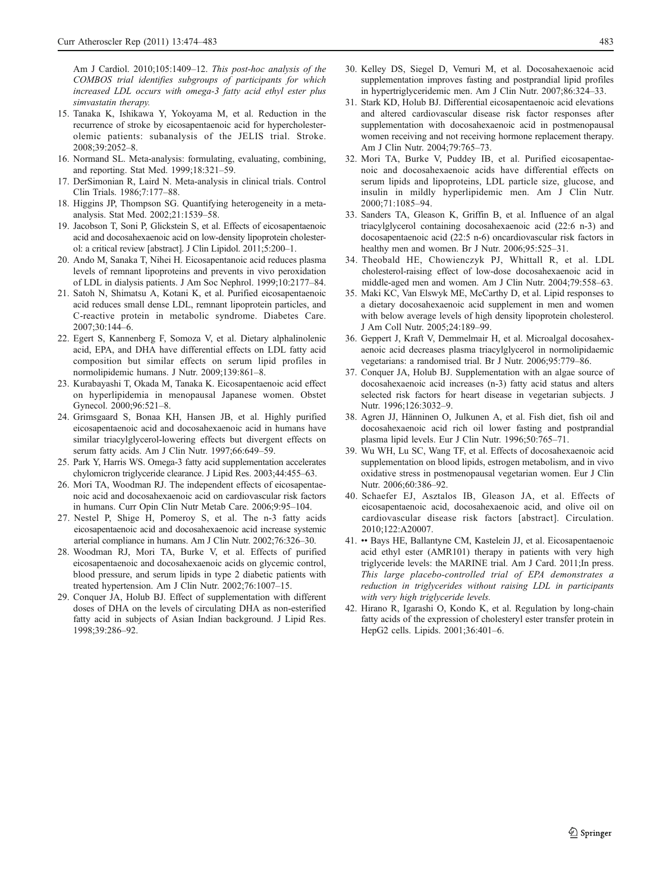Am J Cardiol. 2010;105:1409–12. *This post-hoc analysis of the COMBOS trial identifies subgroups of participants for which increased LDL occurs with omega-3 fatty acid ethyl ester plus simvastatin therapy.*

15. Tanaka K, Ishikawa Y, Yokoyama M, et al. Reduction in the recurrence of stroke by eicosapentaenoic acid for hypercholesterolemic patients: subanalysis of the JELIS trial. Stroke. 2008;39:2052–8.
16. Normand SL. Meta-analysis: formulating, evaluating, combining, and reporting. Stat Med. 1999;18:321–59.
17. DerSimonian R, Laird N. Meta-analysis in clinical trials. Control Clin Trials. 1986;7:177–88.
18. Higgins JP, Thompson SG. Quantifying heterogeneity in a meta-analysis. Stat Med. 2002;21:1539–58.
19. Jacobson T, Soni P, Glickstein S, et al. Effects of eicosapentaenoic acid and docosahexaenoic acid on low-density lipoprotein cholesterol: a critical review [abstract]. J Clin Lipidol. 2011;5:200–1.
20. Ando M, Sanaka T, Nihei H. Eicosapentanoic acid reduces plasma levels of remnant lipoproteins and prevents in vivo peroxidation of LDL in dialysis patients. J Am Soc Nephrol. 1999;10:2177–84.
21. Satoh N, Shimatsu A, Kotani K, et al. Purified eicosapentaenoic acid reduces small dense LDL, remnant lipoprotein particles, and C-reactive protein in metabolic syndrome. Diabetes Care. 2007;30:144–6.
22. Egert S, Kannenberg F, Somoza V, et al. Dietary alphalinolenic acid, EPA, and DHA have differential effects on LDL fatty acid composition but similar effects on serum lipid profiles in normolipidemic humans. J Nutr. 2009;139:861–8.
23. Kurabayashi T, Okada M, Tanaka K. Eicosapentaenoic acid effect on hyperlipidemia in menopausal Japanese women. Obstet Gynecol. 2000;96:521–8.
24. Grimsgaard S, Bonaa KH, Hansen JB, et al. Highly purified eicosapentaenoic acid and docosahexaenoic acid in humans have similar triacylglycerol-lowering effects but divergent effects on serum fatty acids. Am J Clin Nutr. 1997;66:649–59.
25. Park Y, Harris WS. Omega-3 fatty acid supplementation accelerates chylomicron triglyceride clearance. J Lipid Res. 2003;44:455–63.
26. Mori TA, Woodman RJ. The independent effects of eicosapentaenoic acid and docosahexaenoic acid on cardiovascular risk factors in humans. Curr Opin Clin Nutr Metab Care. 2006;9:95–104.
27. Nestel P, Shige H, Pomeroy S, et al. The n-3 fatty acids eicosapentaenoic acid and docosahexaenoic acid increase systemic arterial compliance in humans. Am J Clin Nutr. 2002;76:326–30.
28. Woodman RJ, Mori TA, Burke V, et al. Effects of purified eicosapentaenoic and docosahexaenoic acids on glycemic control, blood pressure, and serum lipids in type 2 diabetic patients with treated hypertension. Am J Clin Nutr. 2002;76:1007–15.
29. Conquer JA, Holub BJ. Effect of supplementation with different doses of DHA on the levels of circulating DHA as non-esterified fatty acid in subjects of Asian Indian background. J Lipid Res. 1998;39:286–92.
30. Kelley DS, Siegel D, Vemuri M, et al. Docosahexaenoic acid supplementation improves fasting and postprandial lipid profiles in hypertriglyceridemic men. Am J Clin Nutr. 2007;86:324–33.
31. Stark KD, Holub BJ. Differential eicosapentaenoic acid elevations and altered cardiovascular disease risk factor responses after supplementation with docosahexaenoic acid in postmenopausal women receiving and not receiving hormone replacement therapy. Am J Clin Nutr. 2004;79:765–73.
32. Mori TA, Burke V, Puddey IB, et al. Purified eicosapentaenoic and docosahexaenoic acids have differential effects on serum lipids and lipoproteins, LDL particle size, glucose, and insulin in mildly hyperlipidemic men. Am J Clin Nutr. 2000;71:1085–94.
33. Sanders TA, Gleason K, Griffin B, et al. Influence of an algal triacylglycerol containing docosahexaenoic acid (22:6 n-3) and docosapentaenoic acid (22:5 n-6) oncardiovascular risk factors in healthy men and women. Br J Nutr. 2006;95:525–31.
34. Theobald HE, Chowienczyk PJ, Whittall R, et al. LDL cholesterol-raising effect of low-dose docosahexaenoic acid in middle-aged men and women. Am J Clin Nutr. 2004;79:558–63.
35. Maki KC, Van Elswyk ME, McCarthy D, et al. Lipid responses to a dietary docosahexaenoic acid supplement in men and women with below average levels of high density lipoprotein cholesterol. J Am Coll Nutr. 2005;24:189–99.
36. Geppert J, Kraft V, Demmelmair H, et al. Microalgal docosahexaenoic acid decreases plasma triacylglycerol in normolipidaemic vegetarians: a randomised trial. Br J Nutr. 2006;95:779–86.
37. Conquer JA, Holub BJ. Supplementation with an algae source of docosahexaenoic acid increases (n-3) fatty acid status and alters selected risk factors for heart disease in vegetarian subjects. J Nutr. 1996;126:3032–9.
38. Agren JJ, Hänninen O, Julkunen A, et al. Fish diet, fish oil and docosahexaenoic acid rich oil lower fasting and postprandial plasma lipid levels. Eur J Clin Nutr. 1996;50:765–71.
39. Wu WH, Lu SC, Wang TF, et al. Effects of docosahexaenoic acid supplementation on blood lipids, estrogen metabolism, and in vivo oxidative stress in postmenopausal vegetarian women. Eur J Clin Nutr. 2006;60:386–92.
40. Schaefer EJ, Asztalos IB, Gleason JA, et al. Effects of eicosapentaenoic acid, docosahexaenoic acid, and olive oil on cardiovascular disease risk factors [abstract]. Circulation. 2010;122:A20007.
41. •• Bays HE, Ballantyne CM, Kastelein JJ, et al. Eicosapentaenoic acid ethyl ester (AMR101) therapy in patients with very high triglyceride levels: the MARINE trial. Am J Card. 2011;In press. *This large placebo-controlled trial of EPA demonstrates a reduction in triglycerides without raising LDL in participants with very high triglyceride levels.*
42. Hirano R, Igarashi O, Kondo K, et al. Regulation by long-chain fatty acids of the expression of cholesteryl ester transfer protein in HepG2 cells. Lipids. 2001;36:401–6.